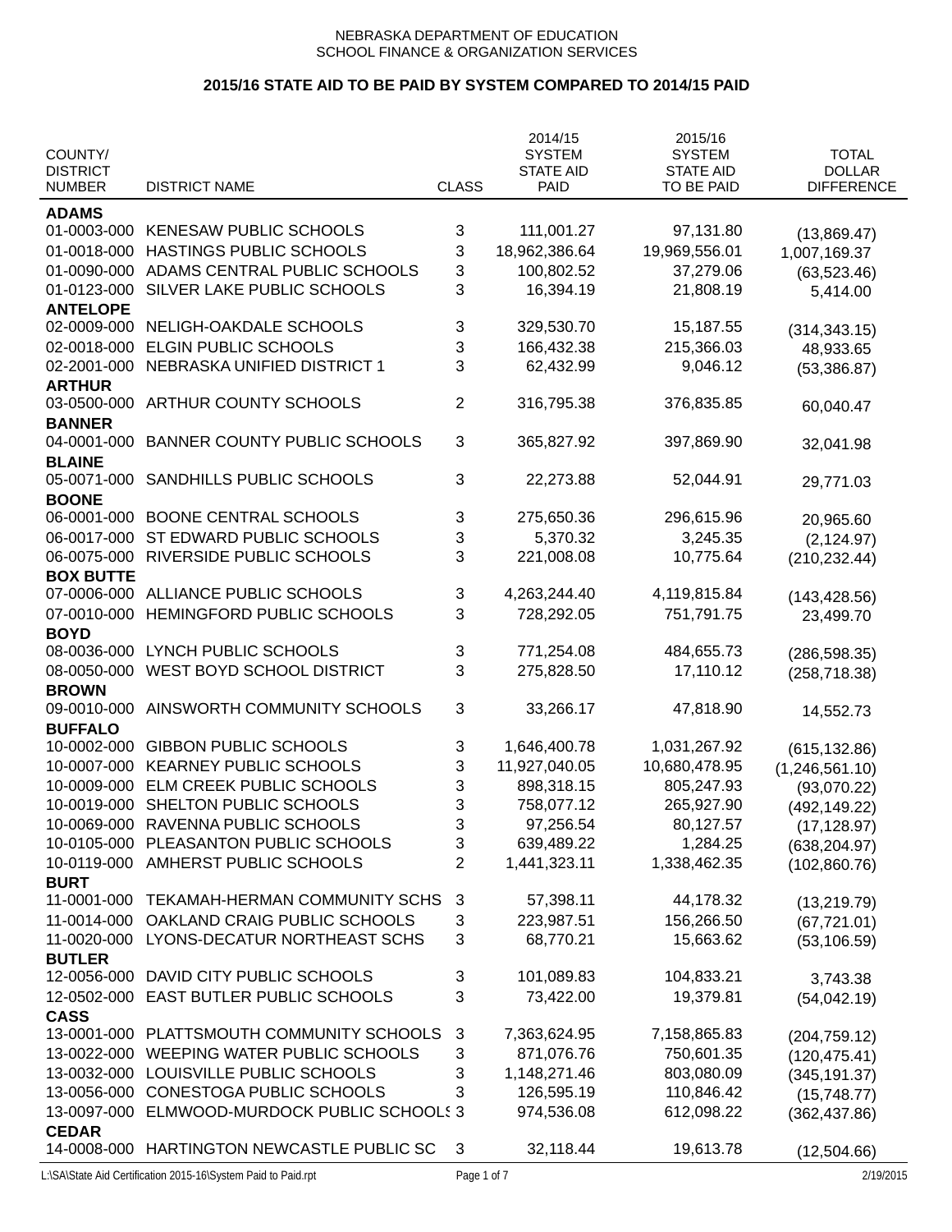NEBRASKA DEPARTMENT OF EDUCATION
SCHOOL FINANCE & ORGANIZATION SERVICES

## 2015/16 STATE AID TO BE PAID BY SYSTEM COMPARED TO 2014/15 PAID

| COUNTY/ DISTRICT NUMBER | DISTRICT NAME | CLASS | 2014/15 SYSTEM STATE AID PAID | 2015/16 SYSTEM STATE AID TO BE PAID | TOTAL DOLLAR DIFFERENCE |
|---|---|---|---|---|---|
| **ADAMS** | | | | | |
| 01-0003-000 | KENESAW PUBLIC SCHOOLS | 3 | 111,001.27 | 97,131.80 | (13,869.47) |
| 01-0018-000 | HASTINGS PUBLIC SCHOOLS | 3 | 18,962,386.64 | 19,969,556.01 | 1,007,169.37 |
| 01-0090-000 | ADAMS CENTRAL PUBLIC SCHOOLS | 3 | 100,802.52 | 37,279.06 | (63,523.46) |
| 01-0123-000 | SILVER LAKE PUBLIC SCHOOLS | 3 | 16,394.19 | 21,808.19 | 5,414.00 |
| **ANTELOPE** | | | | | |
| 02-0009-000 | NELIGH-OAKDALE SCHOOLS | 3 | 329,530.70 | 15,187.55 | (314,343.15) |
| 02-0018-000 | ELGIN PUBLIC SCHOOLS | 3 | 166,432.38 | 215,366.03 | 48,933.65 |
| 02-2001-000 | NEBRASKA UNIFIED DISTRICT 1 | 3 | 62,432.99 | 9,046.12 | (53,386.87) |
| **ARTHUR** | | | | | |
| 03-0500-000 | ARTHUR COUNTY SCHOOLS | 2 | 316,795.38 | 376,835.85 | 60,040.47 |
| **BANNER** | | | | | |
| 04-0001-000 | BANNER COUNTY PUBLIC SCHOOLS | 3 | 365,827.92 | 397,869.90 | 32,041.98 |
| **BLAINE** | | | | | |
| 05-0071-000 | SANDHILLS PUBLIC SCHOOLS | 3 | 22,273.88 | 52,044.91 | 29,771.03 |
| **BOONE** | | | | | |
| 06-0001-000 | BOONE CENTRAL SCHOOLS | 3 | 275,650.36 | 296,615.96 | 20,965.60 |
| 06-0017-000 | ST EDWARD PUBLIC SCHOOLS | 3 | 5,370.32 | 3,245.35 | (2,124.97) |
| 06-0075-000 | RIVERSIDE PUBLIC SCHOOLS | 3 | 221,008.08 | 10,775.64 | (210,232.44) |
| **BOX BUTTE** | | | | | |
| 07-0006-000 | ALLIANCE PUBLIC SCHOOLS | 3 | 4,263,244.40 | 4,119,815.84 | (143,428.56) |
| 07-0010-000 | HEMINGFORD PUBLIC SCHOOLS | 3 | 728,292.05 | 751,791.75 | 23,499.70 |
| **BOYD** | | | | | |
| 08-0036-000 | LYNCH PUBLIC SCHOOLS | 3 | 771,254.08 | 484,655.73 | (286,598.35) |
| 08-0050-000 | WEST BOYD SCHOOL DISTRICT | 3 | 275,828.50 | 17,110.12 | (258,718.38) |
| **BROWN** | | | | | |
| 09-0010-000 | AINSWORTH COMMUNITY SCHOOLS | 3 | 33,266.17 | 47,818.90 | 14,552.73 |
| **BUFFALO** | | | | | |
| 10-0002-000 | GIBBON PUBLIC SCHOOLS | 3 | 1,646,400.78 | 1,031,267.92 | (615,132.86) |
| 10-0007-000 | KEARNEY PUBLIC SCHOOLS | 3 | 11,927,040.05 | 10,680,478.95 | (1,246,561.10) |
| 10-0009-000 | ELM CREEK PUBLIC SCHOOLS | 3 | 898,318.15 | 805,247.93 | (93,070.22) |
| 10-0019-000 | SHELTON PUBLIC SCHOOLS | 3 | 758,077.12 | 265,927.90 | (492,149.22) |
| 10-0069-000 | RAVENNA PUBLIC SCHOOLS | 3 | 97,256.54 | 80,127.57 | (17,128.97) |
| 10-0105-000 | PLEASANTON PUBLIC SCHOOLS | 3 | 639,489.22 | 1,284.25 | (638,204.97) |
| 10-0119-000 | AMHERST PUBLIC SCHOOLS | 2 | 1,441,323.11 | 1,338,462.35 | (102,860.76) |
| **BURT** | | | | | |
| 11-0001-000 | TEKAMAH-HERMAN COMMUNITY SCHS | 3 | 57,398.11 | 44,178.32 | (13,219.79) |
| 11-0014-000 | OAKLAND CRAIG PUBLIC SCHOOLS | 3 | 223,987.51 | 156,266.50 | (67,721.01) |
| 11-0020-000 | LYONS-DECATUR NORTHEAST SCHS | 3 | 68,770.21 | 15,663.62 | (53,106.59) |
| **BUTLER** | | | | | |
| 12-0056-000 | DAVID CITY PUBLIC SCHOOLS | 3 | 101,089.83 | 104,833.21 | 3,743.38 |
| 12-0502-000 | EAST BUTLER PUBLIC SCHOOLS | 3 | 73,422.00 | 19,379.81 | (54,042.19) |
| **CASS** | | | | | |
| 13-0001-000 | PLATTSMOUTH COMMUNITY SCHOOLS | 3 | 7,363,624.95 | 7,158,865.83 | (204,759.12) |
| 13-0022-000 | WEEPING WATER PUBLIC SCHOOLS | 3 | 871,076.76 | 750,601.35 | (120,475.41) |
| 13-0032-000 | LOUISVILLE PUBLIC SCHOOLS | 3 | 1,148,271.46 | 803,080.09 | (345,191.37) |
| 13-0056-000 | CONESTOGA PUBLIC SCHOOLS | 3 | 126,595.19 | 110,846.42 | (15,748.77) |
| 13-0097-000 | ELMWOOD-MURDOCK PUBLIC SCHOOLS | 3 | 974,536.08 | 612,098.22 | (362,437.86) |
| **CEDAR** | | | | | |
| 14-0008-000 | HARTINGTON NEWCASTLE PUBLIC SC | 3 | 32,118.44 | 19,613.78 | (12,504.66) |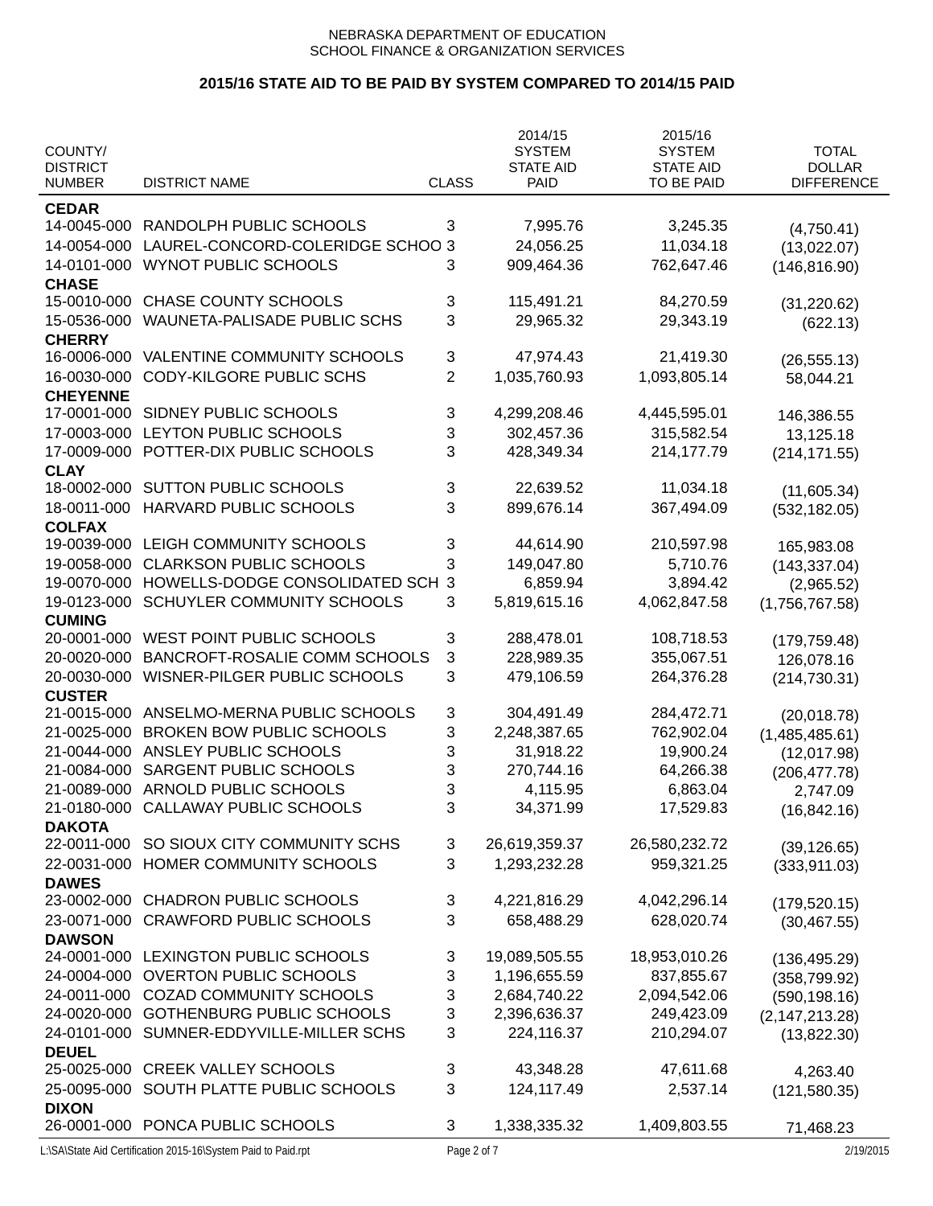NEBRASKA DEPARTMENT OF EDUCATION
SCHOOL FINANCE & ORGANIZATION SERVICES

## 2015/16 STATE AID TO BE PAID BY SYSTEM COMPARED TO 2014/15 PAID

| COUNTY/ DISTRICT NUMBER | DISTRICT NAME | CLASS | 2014/15 SYSTEM STATE AID PAID | 2015/16 SYSTEM STATE AID TO BE PAID | TOTAL DOLLAR DIFFERENCE |
|---|---|---|---|---|---|
| **CEDAR** | | | | | |
| 14-0045-000 | RANDOLPH PUBLIC SCHOOLS | 3 | 7,995.76 | 3,245.35 | (4,750.41) |
| 14-0054-000 | LAUREL-CONCORD-COLERIDGE SCHOO | 3 | 24,056.25 | 11,034.18 | (13,022.07) |
| 14-0101-000 | WYNOT PUBLIC SCHOOLS | 3 | 909,464.36 | 762,647.46 | (146,816.90) |
| **CHASE** | | | | | |
| 15-0010-000 | CHASE COUNTY SCHOOLS | 3 | 115,491.21 | 84,270.59 | (31,220.62) |
| 15-0536-000 | WAUNETA-PALISADE PUBLIC SCHS | 3 | 29,965.32 | 29,343.19 | (622.13) |
| **CHERRY** | | | | | |
| 16-0006-000 | VALENTINE COMMUNITY SCHOOLS | 3 | 47,974.43 | 21,419.30 | (26,555.13) |
| 16-0030-000 | CODY-KILGORE PUBLIC SCHS | 2 | 1,035,760.93 | 1,093,805.14 | 58,044.21 |
| **CHEYENNE** | | | | | |
| 17-0001-000 | SIDNEY PUBLIC SCHOOLS | 3 | 4,299,208.46 | 4,445,595.01 | 146,386.55 |
| 17-0003-000 | LEYTON PUBLIC SCHOOLS | 3 | 302,457.36 | 315,582.54 | 13,125.18 |
| 17-0009-000 | POTTER-DIX PUBLIC SCHOOLS | 3 | 428,349.34 | 214,177.79 | (214,171.55) |
| **CLAY** | | | | | |
| 18-0002-000 | SUTTON PUBLIC SCHOOLS | 3 | 22,639.52 | 11,034.18 | (11,605.34) |
| 18-0011-000 | HARVARD PUBLIC SCHOOLS | 3 | 899,676.14 | 367,494.09 | (532,182.05) |
| **COLFAX** | | | | | |
| 19-0039-000 | LEIGH COMMUNITY SCHOOLS | 3 | 44,614.90 | 210,597.98 | 165,983.08 |
| 19-0058-000 | CLARKSON PUBLIC SCHOOLS | 3 | 149,047.80 | 5,710.76 | (143,337.04) |
| 19-0070-000 | HOWELLS-DODGE CONSOLIDATED SCH | 3 | 6,859.94 | 3,894.42 | (2,965.52) |
| 19-0123-000 | SCHUYLER COMMUNITY SCHOOLS | 3 | 5,819,615.16 | 4,062,847.58 | (1,756,767.58) |
| **CUMING** | | | | | |
| 20-0001-000 | WEST POINT PUBLIC SCHOOLS | 3 | 288,478.01 | 108,718.53 | (179,759.48) |
| 20-0020-000 | BANCROFT-ROSALIE COMM SCHOOLS | 3 | 228,989.35 | 355,067.51 | 126,078.16 |
| 20-0030-000 | WISNER-PILGER PUBLIC SCHOOLS | 3 | 479,106.59 | 264,376.28 | (214,730.31) |
| **CUSTER** | | | | | |
| 21-0015-000 | ANSELMO-MERNA PUBLIC SCHOOLS | 3 | 304,491.49 | 284,472.71 | (20,018.78) |
| 21-0025-000 | BROKEN BOW PUBLIC SCHOOLS | 3 | 2,248,387.65 | 762,902.04 | (1,485,485.61) |
| 21-0044-000 | ANSLEY PUBLIC SCHOOLS | 3 | 31,918.22 | 19,900.24 | (12,017.98) |
| 21-0084-000 | SARGENT PUBLIC SCHOOLS | 3 | 270,744.16 | 64,266.38 | (206,477.78) |
| 21-0089-000 | ARNOLD PUBLIC SCHOOLS | 3 | 4,115.95 | 6,863.04 | 2,747.09 |
| 21-0180-000 | CALLAWAY PUBLIC SCHOOLS | 3 | 34,371.99 | 17,529.83 | (16,842.16) |
| **DAKOTA** | | | | | |
| 22-0011-000 | SO SIOUX CITY COMMUNITY SCHS | 3 | 26,619,359.37 | 26,580,232.72 | (39,126.65) |
| 22-0031-000 | HOMER COMMUNITY SCHOOLS | 3 | 1,293,232.28 | 959,321.25 | (333,911.03) |
| **DAWES** | | | | | |
| 23-0002-000 | CHADRON PUBLIC SCHOOLS | 3 | 4,221,816.29 | 4,042,296.14 | (179,520.15) |
| 23-0071-000 | CRAWFORD PUBLIC SCHOOLS | 3 | 658,488.29 | 628,020.74 | (30,467.55) |
| **DAWSON** | | | | | |
| 24-0001-000 | LEXINGTON PUBLIC SCHOOLS | 3 | 19,089,505.55 | 18,953,010.26 | (136,495.29) |
| 24-0004-000 | OVERTON PUBLIC SCHOOLS | 3 | 1,196,655.59 | 837,855.67 | (358,799.92) |
| 24-0011-000 | COZAD COMMUNITY SCHOOLS | 3 | 2,684,740.22 | 2,094,542.06 | (590,198.16) |
| 24-0020-000 | GOTHENBURG PUBLIC SCHOOLS | 3 | 2,396,636.37 | 249,423.09 | (2,147,213.28) |
| 24-0101-000 | SUMNER-EDDYVILLE-MILLER SCHS | 3 | 224,116.37 | 210,294.07 | (13,822.30) |
| **DEUEL** | | | | | |
| 25-0025-000 | CREEK VALLEY SCHOOLS | 3 | 43,348.28 | 47,611.68 | 4,263.40 |
| 25-0095-000 | SOUTH PLATTE PUBLIC SCHOOLS | 3 | 124,117.49 | 2,537.14 | (121,580.35) |
| **DIXON** | | | | | |
| 26-0001-000 | PONCA PUBLIC SCHOOLS | 3 | 1,338,335.32 | 1,409,803.55 | 71,468.23 |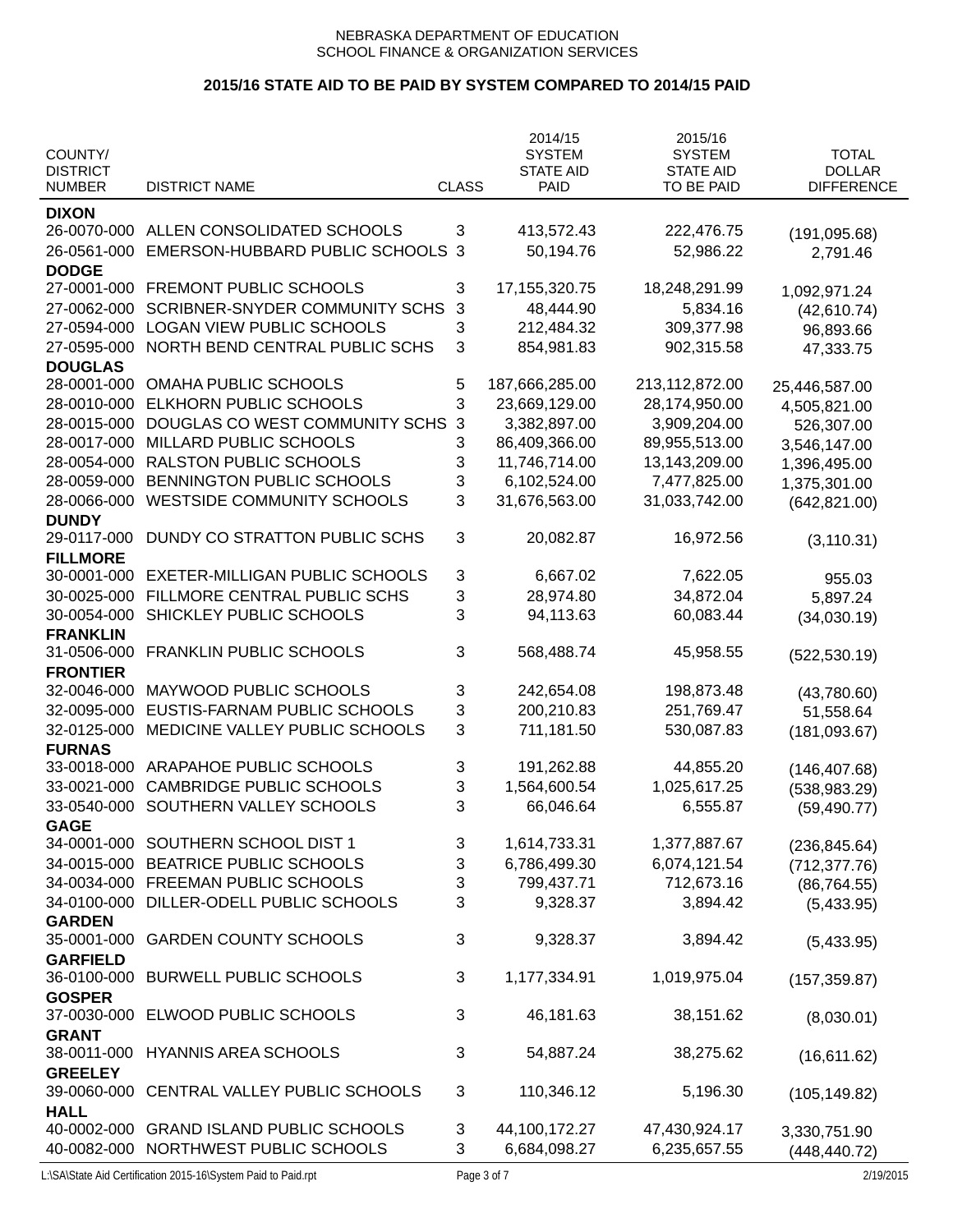NEBRASKA DEPARTMENT OF EDUCATION
SCHOOL FINANCE & ORGANIZATION SERVICES

## 2015/16 STATE AID TO BE PAID BY SYSTEM COMPARED TO 2014/15 PAID

| COUNTY/ DISTRICT NUMBER | DISTRICT NAME | CLASS | 2014/15 SYSTEM STATE AID PAID | 2015/16 SYSTEM STATE AID TO BE PAID | TOTAL DOLLAR DIFFERENCE |
|---|---|---|---|---|---|
| **DIXON** | | | | | |
| 26-0070-000 | ALLEN CONSOLIDATED SCHOOLS | 3 | 413,572.43 | 222,476.75 | (191,095.68) |
| 26-0561-000 | EMERSON-HUBBARD PUBLIC SCHOOLS | 3 | 50,194.76 | 52,986.22 | 2,791.46 |
| **DODGE** | | | | | |
| 27-0001-000 | FREMONT PUBLIC SCHOOLS | 3 | 17,155,320.75 | 18,248,291.99 | 1,092,971.24 |
| 27-0062-000 | SCRIBNER-SNYDER COMMUNITY SCHS | 3 | 48,444.90 | 5,834.16 | (42,610.74) |
| 27-0594-000 | LOGAN VIEW PUBLIC SCHOOLS | 3 | 212,484.32 | 309,377.98 | 96,893.66 |
| 27-0595-000 | NORTH BEND CENTRAL PUBLIC SCHS | 3 | 854,981.83 | 902,315.58 | 47,333.75 |
| **DOUGLAS** | | | | | |
| 28-0001-000 | OMAHA PUBLIC SCHOOLS | 5 | 187,666,285.00 | 213,112,872.00 | 25,446,587.00 |
| 28-0010-000 | ELKHORN PUBLIC SCHOOLS | 3 | 23,669,129.00 | 28,174,950.00 | 4,505,821.00 |
| 28-0015-000 | DOUGLAS CO WEST COMMUNITY SCHS | 3 | 3,382,897.00 | 3,909,204.00 | 526,307.00 |
| 28-0017-000 | MILLARD PUBLIC SCHOOLS | 3 | 86,409,366.00 | 89,955,513.00 | 3,546,147.00 |
| 28-0054-000 | RALSTON PUBLIC SCHOOLS | 3 | 11,746,714.00 | 13,143,209.00 | 1,396,495.00 |
| 28-0059-000 | BENNINGTON PUBLIC SCHOOLS | 3 | 6,102,524.00 | 7,477,825.00 | 1,375,301.00 |
| 28-0066-000 | WESTSIDE COMMUNITY SCHOOLS | 3 | 31,676,563.00 | 31,033,742.00 | (642,821.00) |
| **DUNDY** | | | | | |
| 29-0117-000 | DUNDY CO STRATTON PUBLIC SCHS | 3 | 20,082.87 | 16,972.56 | (3,110.31) |
| **FILLMORE** | | | | | |
| 30-0001-000 | EXETER-MILLIGAN PUBLIC SCHOOLS | 3 | 6,667.02 | 7,622.05 | 955.03 |
| 30-0025-000 | FILLMORE CENTRAL PUBLIC SCHS | 3 | 28,974.80 | 34,872.04 | 5,897.24 |
| 30-0054-000 | SHICKLEY PUBLIC SCHOOLS | 3 | 94,113.63 | 60,083.44 | (34,030.19) |
| **FRANKLIN** | | | | | |
| 31-0506-000 | FRANKLIN PUBLIC SCHOOLS | 3 | 568,488.74 | 45,958.55 | (522,530.19) |
| **FRONTIER** | | | | | |
| 32-0046-000 | MAYWOOD PUBLIC SCHOOLS | 3 | 242,654.08 | 198,873.48 | (43,780.60) |
| 32-0095-000 | EUSTIS-FARNAM PUBLIC SCHOOLS | 3 | 200,210.83 | 251,769.47 | 51,558.64 |
| 32-0125-000 | MEDICINE VALLEY PUBLIC SCHOOLS | 3 | 711,181.50 | 530,087.83 | (181,093.67) |
| **FURNAS** | | | | | |
| 33-0018-000 | ARAPAHOE PUBLIC SCHOOLS | 3 | 191,262.88 | 44,855.20 | (146,407.68) |
| 33-0021-000 | CAMBRIDGE PUBLIC SCHOOLS | 3 | 1,564,600.54 | 1,025,617.25 | (538,983.29) |
| 33-0540-000 | SOUTHERN VALLEY SCHOOLS | 3 | 66,046.64 | 6,555.87 | (59,490.77) |
| **GAGE** | | | | | |
| 34-0001-000 | SOUTHERN SCHOOL DIST 1 | 3 | 1,614,733.31 | 1,377,887.67 | (236,845.64) |
| 34-0015-000 | BEATRICE PUBLIC SCHOOLS | 3 | 6,786,499.30 | 6,074,121.54 | (712,377.76) |
| 34-0034-000 | FREEMAN PUBLIC SCHOOLS | 3 | 799,437.71 | 712,673.16 | (86,764.55) |
| 34-0100-000 | DILLER-ODELL PUBLIC SCHOOLS | 3 | 9,328.37 | 3,894.42 | (5,433.95) |
| **GARDEN** | | | | | |
| 35-0001-000 | GARDEN COUNTY SCHOOLS | 3 | 9,328.37 | 3,894.42 | (5,433.95) |
| **GARFIELD** | | | | | |
| 36-0100-000 | BURWELL PUBLIC SCHOOLS | 3 | 1,177,334.91 | 1,019,975.04 | (157,359.87) |
| **GOSPER** | | | | | |
| 37-0030-000 | ELWOOD PUBLIC SCHOOLS | 3 | 46,181.63 | 38,151.62 | (8,030.01) |
| **GRANT** | | | | | |
| 38-0011-000 | HYANNIS AREA SCHOOLS | 3 | 54,887.24 | 38,275.62 | (16,611.62) |
| **GREELEY** | | | | | |
| 39-0060-000 | CENTRAL VALLEY PUBLIC SCHOOLS | 3 | 110,346.12 | 5,196.30 | (105,149.82) |
| **HALL** | | | | | |
| 40-0002-000 | GRAND ISLAND PUBLIC SCHOOLS | 3 | 44,100,172.27 | 47,430,924.17 | 3,330,751.90 |
| 40-0082-000 | NORTHWEST PUBLIC SCHOOLS | 3 | 6,684,098.27 | 6,235,657.55 | (448,440.72) |

L:\SA\State Aid Certification 2015-16\System Paid to Paid.rpt 2/19/2015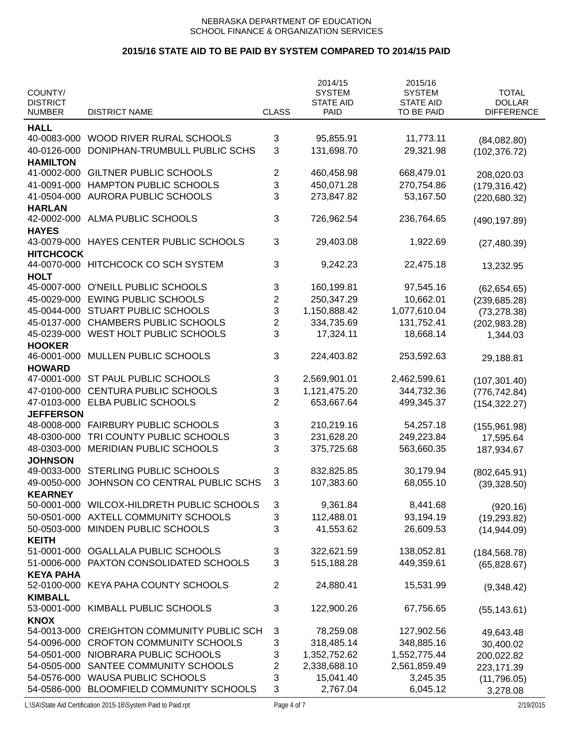NEBRASKA DEPARTMENT OF EDUCATION
SCHOOL FINANCE & ORGANIZATION SERVICES

## 2015/16 STATE AID TO BE PAID BY SYSTEM COMPARED TO 2014/15 PAID

| COUNTY/ DISTRICT NUMBER | DISTRICT NAME | CLASS | 2014/15 SYSTEM STATE AID PAID | 2015/16 SYSTEM STATE AID TO BE PAID | TOTAL DOLLAR DIFFERENCE |
|---|---|---|---|---|---|
| **HALL** | | | | | |
| 40-0083-000 | WOOD RIVER RURAL SCHOOLS | 3 | 95,855.91 | 11,773.11 | (84,082.80) |
| 40-0126-000 | DONIPHAN-TRUMBULL PUBLIC SCHS | 3 | 131,698.70 | 29,321.98 | (102,376.72) |
| **HAMILTON** | | | | | |
| 41-0002-000 | GILTNER PUBLIC SCHOOLS | 2 | 460,458.98 | 668,479.01 | 208,020.03 |
| 41-0091-000 | HAMPTON PUBLIC SCHOOLS | 3 | 450,071.28 | 270,754.86 | (179,316.42) |
| 41-0504-000 | AURORA PUBLIC SCHOOLS | 3 | 273,847.82 | 53,167.50 | (220,680.32) |
| **HARLAN** | | | | | |
| 42-0002-000 | ALMA PUBLIC SCHOOLS | 3 | 726,962.54 | 236,764.65 | (490,197.89) |
| **HAYES** | | | | | |
| 43-0079-000 | HAYES CENTER PUBLIC SCHOOLS | 3 | 29,403.08 | 1,922.69 | (27,480.39) |
| **HITCHCOCK** | | | | | |
| 44-0070-000 | HITCHCOCK CO SCH SYSTEM | 3 | 9,242.23 | 22,475.18 | 13,232.95 |
| **HOLT** | | | | | |
| 45-0007-000 | O'NEILL PUBLIC SCHOOLS | 3 | 160,199.81 | 97,545.16 | (62,654.65) |
| 45-0029-000 | EWING PUBLIC SCHOOLS | 2 | 250,347.29 | 10,662.01 | (239,685.28) |
| 45-0044-000 | STUART PUBLIC SCHOOLS | 3 | 1,150,888.42 | 1,077,610.04 | (73,278.38) |
| 45-0137-000 | CHAMBERS PUBLIC SCHOOLS | 2 | 334,735.69 | 131,752.41 | (202,983.28) |
| 45-0239-000 | WEST HOLT PUBLIC SCHOOLS | 3 | 17,324.11 | 18,668.14 | 1,344.03 |
| **HOOKER** | | | | | |
| 46-0001-000 | MULLEN PUBLIC SCHOOLS | 3 | 224,403.82 | 253,592.63 | 29,188.81 |
| **HOWARD** | | | | | |
| 47-0001-000 | ST PAUL PUBLIC SCHOOLS | 3 | 2,569,901.01 | 2,462,599.61 | (107,301.40) |
| 47-0100-000 | CENTURA PUBLIC SCHOOLS | 3 | 1,121,475.20 | 344,732.36 | (776,742.84) |
| 47-0103-000 | ELBA PUBLIC SCHOOLS | 2 | 653,667.64 | 499,345.37 | (154,322.27) |
| **JEFFERSON** | | | | | |
| 48-0008-000 | FAIRBURY PUBLIC SCHOOLS | 3 | 210,219.16 | 54,257.18 | (155,961.98) |
| 48-0300-000 | TRI COUNTY PUBLIC SCHOOLS | 3 | 231,628.20 | 249,223.84 | 17,595.64 |
| 48-0303-000 | MERIDIAN PUBLIC SCHOOLS | 3 | 375,725.68 | 563,660.35 | 187,934.67 |
| **JOHNSON** | | | | | |
| 49-0033-000 | STERLING PUBLIC SCHOOLS | 3 | 832,825.85 | 30,179.94 | (802,645.91) |
| 49-0050-000 | JOHNSON CO CENTRAL PUBLIC SCHS | 3 | 107,383.60 | 68,055.10 | (39,328.50) |
| **KEARNEY** | | | | | |
| 50-0001-000 | WILCOX-HILDRETH PUBLIC SCHOOLS | 3 | 9,361.84 | 8,441.68 | (920.16) |
| 50-0501-000 | AXTELL COMMUNITY SCHOOLS | 3 | 112,488.01 | 93,194.19 | (19,293.82) |
| 50-0503-000 | MINDEN PUBLIC SCHOOLS | 3 | 41,553.62 | 26,609.53 | (14,944.09) |
| **KEITH** | | | | | |
| 51-0001-000 | OGALLALA PUBLIC SCHOOLS | 3 | 322,621.59 | 138,052.81 | (184,568.78) |
| 51-0006-000 | PAXTON CONSOLIDATED SCHOOLS | 3 | 515,188.28 | 449,359.61 | (65,828.67) |
| **KEYA PAHA** | | | | | |
| 52-0100-000 | KEYA PAHA COUNTY SCHOOLS | 2 | 24,880.41 | 15,531.99 | (9,348.42) |
| **KIMBALL** | | | | | |
| 53-0001-000 | KIMBALL PUBLIC SCHOOLS | 3 | 122,900.26 | 67,756.65 | (55,143.61) |
| **KNOX** | | | | | |
| 54-0013-000 | CREIGHTON COMMUNITY PUBLIC SCH | 3 | 78,259.08 | 127,902.56 | 49,643.48 |
| 54-0096-000 | CROFTON COMMUNITY SCHOOLS | 3 | 318,485.14 | 348,885.16 | 30,400.02 |
| 54-0501-000 | NIOBRARA PUBLIC SCHOOLS | 3 | 1,352,752.62 | 1,552,775.44 | 200,022.82 |
| 54-0505-000 | SANTEE COMMUNITY SCHOOLS | 2 | 2,338,688.10 | 2,561,859.49 | 223,171.39 |
| 54-0576-000 | WAUSA PUBLIC SCHOOLS | 3 | 15,041.40 | 3,245.35 | (11,796.05) |
| 54-0586-000 | BLOOMFIELD COMMUNITY SCHOOLS | 3 | 2,767.04 | 6,045.12 | 3,278.08 |

L:\SA\State Aid Certification 2015-16\System Paid to Paid.rpt 2/19/2015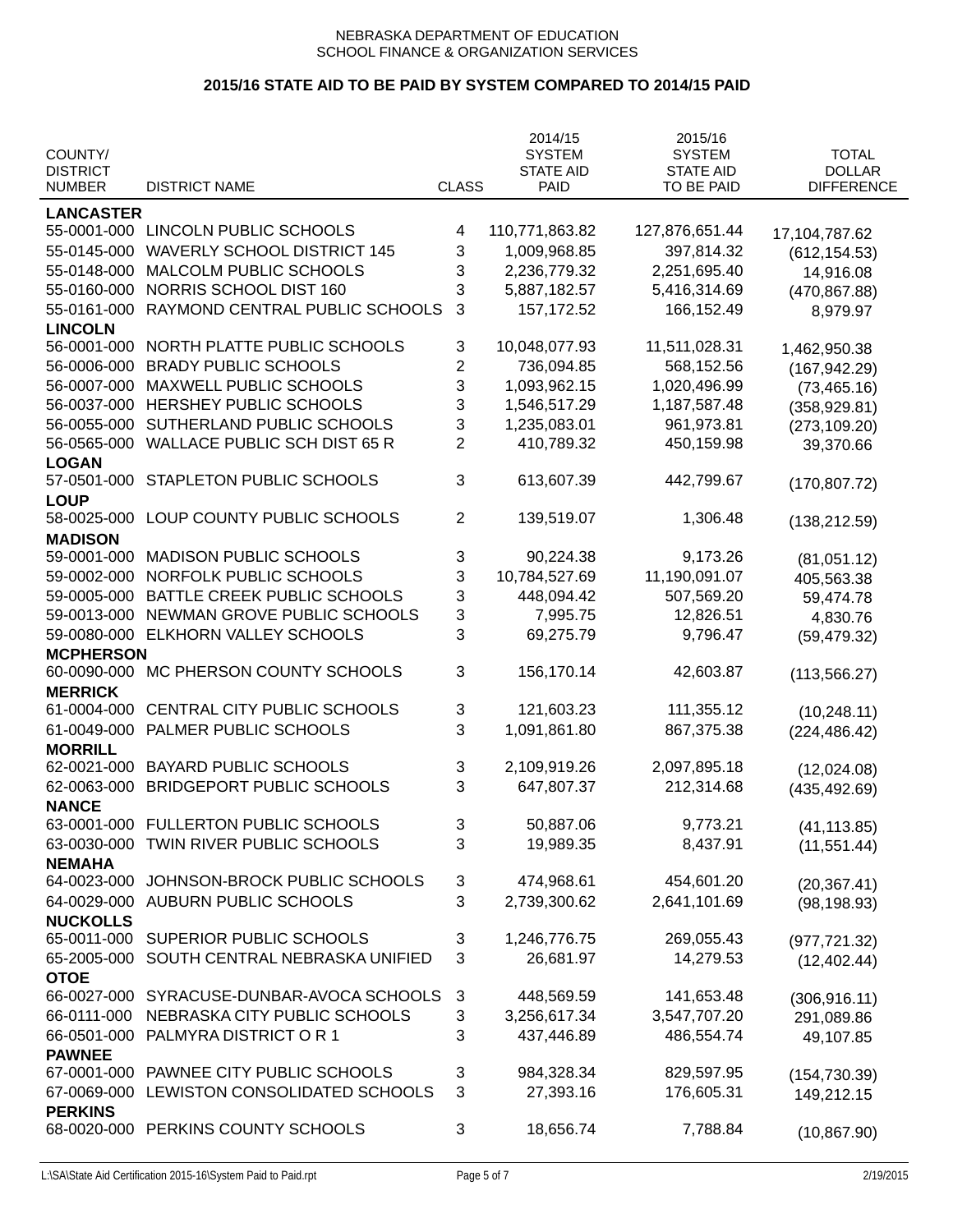NEBRASKA DEPARTMENT OF EDUCATION
SCHOOL FINANCE & ORGANIZATION SERVICES

## 2015/16 STATE AID TO BE PAID BY SYSTEM COMPARED TO 2014/15 PAID

| COUNTY/ DISTRICT NUMBER | DISTRICT NAME | CLASS | 2014/15 SYSTEM STATE AID PAID | 2015/16 SYSTEM STATE AID TO BE PAID | TOTAL DOLLAR DIFFERENCE |
|---|---|---|---|---|---|
| **LANCASTER** | | | | | |
| 55-0001-000 | LINCOLN PUBLIC SCHOOLS | 4 | 110,771,863.82 | 127,876,651.44 | 17,104,787.62 |
| 55-0145-000 | WAVERLY SCHOOL DISTRICT 145 | 3 | 1,009,968.85 | 397,814.32 | (612,154.53) |
| 55-0148-000 | MALCOLM PUBLIC SCHOOLS | 3 | 2,236,779.32 | 2,251,695.40 | 14,916.08 |
| 55-0160-000 | NORRIS SCHOOL DIST 160 | 3 | 5,887,182.57 | 5,416,314.69 | (470,867.88) |
| 55-0161-000 | RAYMOND CENTRAL PUBLIC SCHOOLS | 3 | 157,172.52 | 166,152.49 | 8,979.97 |
| **LINCOLN** | | | | | |
| 56-0001-000 | NORTH PLATTE PUBLIC SCHOOLS | 3 | 10,048,077.93 | 11,511,028.31 | 1,462,950.38 |
| 56-0006-000 | BRADY PUBLIC SCHOOLS | 2 | 736,094.85 | 568,152.56 | (167,942.29) |
| 56-0007-000 | MAXWELL PUBLIC SCHOOLS | 3 | 1,093,962.15 | 1,020,496.99 | (73,465.16) |
| 56-0037-000 | HERSHEY PUBLIC SCHOOLS | 3 | 1,546,517.29 | 1,187,587.48 | (358,929.81) |
| 56-0055-000 | SUTHERLAND PUBLIC SCHOOLS | 3 | 1,235,083.01 | 961,973.81 | (273,109.20) |
| 56-0565-000 | WALLACE PUBLIC SCH DIST 65 R | 2 | 410,789.32 | 450,159.98 | 39,370.66 |
| **LOGAN** | | | | | |
| 57-0501-000 | STAPLETON PUBLIC SCHOOLS | 3 | 613,607.39 | 442,799.67 | (170,807.72) |
| **LOUP** | | | | | |
| 58-0025-000 | LOUP COUNTY PUBLIC SCHOOLS | 2 | 139,519.07 | 1,306.48 | (138,212.59) |
| **MADISON** | | | | | |
| 59-0001-000 | MADISON PUBLIC SCHOOLS | 3 | 90,224.38 | 9,173.26 | (81,051.12) |
| 59-0002-000 | NORFOLK PUBLIC SCHOOLS | 3 | 10,784,527.69 | 11,190,091.07 | 405,563.38 |
| 59-0005-000 | BATTLE CREEK PUBLIC SCHOOLS | 3 | 448,094.42 | 507,569.20 | 59,474.78 |
| 59-0013-000 | NEWMAN GROVE PUBLIC SCHOOLS | 3 | 7,995.75 | 12,826.51 | 4,830.76 |
| 59-0080-000 | ELKHORN VALLEY SCHOOLS | 3 | 69,275.79 | 9,796.47 | (59,479.32) |
| **MCPHERSON** | | | | | |
| 60-0090-000 | MC PHERSON COUNTY SCHOOLS | 3 | 156,170.14 | 42,603.87 | (113,566.27) |
| **MERRICK** | | | | | |
| 61-0004-000 | CENTRAL CITY PUBLIC SCHOOLS | 3 | 121,603.23 | 111,355.12 | (10,248.11) |
| 61-0049-000 | PALMER PUBLIC SCHOOLS | 3 | 1,091,861.80 | 867,375.38 | (224,486.42) |
| **MORRILL** | | | | | |
| 62-0021-000 | BAYARD PUBLIC SCHOOLS | 3 | 2,109,919.26 | 2,097,895.18 | (12,024.08) |
| 62-0063-000 | BRIDGEPORT PUBLIC SCHOOLS | 3 | 647,807.37 | 212,314.68 | (435,492.69) |
| **NANCE** | | | | | |
| 63-0001-000 | FULLERTON PUBLIC SCHOOLS | 3 | 50,887.06 | 9,773.21 | (41,113.85) |
| 63-0030-000 | TWIN RIVER PUBLIC SCHOOLS | 3 | 19,989.35 | 8,437.91 | (11,551.44) |
| **NEMAHA** | | | | | |
| 64-0023-000 | JOHNSON-BROCK PUBLIC SCHOOLS | 3 | 474,968.61 | 454,601.20 | (20,367.41) |
| 64-0029-000 | AUBURN PUBLIC SCHOOLS | 3 | 2,739,300.62 | 2,641,101.69 | (98,198.93) |
| **NUCKOLLS** | | | | | |
| 65-0011-000 | SUPERIOR PUBLIC SCHOOLS | 3 | 1,246,776.75 | 269,055.43 | (977,721.32) |
| 65-2005-000 | SOUTH CENTRAL NEBRASKA UNIFIED | 3 | 26,681.97 | 14,279.53 | (12,402.44) |
| **OTOE** | | | | | |
| 66-0027-000 | SYRACUSE-DUNBAR-AVOCA SCHOOLS | 3 | 448,569.59 | 141,653.48 | (306,916.11) |
| 66-0111-000 | NEBRASKA CITY PUBLIC SCHOOLS | 3 | 3,256,617.34 | 3,547,707.20 | 291,089.86 |
| 66-0501-000 | PALMYRA DISTRICT O R 1 | 3 | 437,446.89 | 486,554.74 | 49,107.85 |
| **PAWNEE** | | | | | |
| 67-0001-000 | PAWNEE CITY PUBLIC SCHOOLS | 3 | 984,328.34 | 829,597.95 | (154,730.39) |
| 67-0069-000 | LEWISTON CONSOLIDATED SCHOOLS | 3 | 27,393.16 | 176,605.31 | 149,212.15 |
| **PERKINS** | | | | | |
| 68-0020-000 | PERKINS COUNTY SCHOOLS | 3 | 18,656.74 | 7,788.84 | (10,867.90) |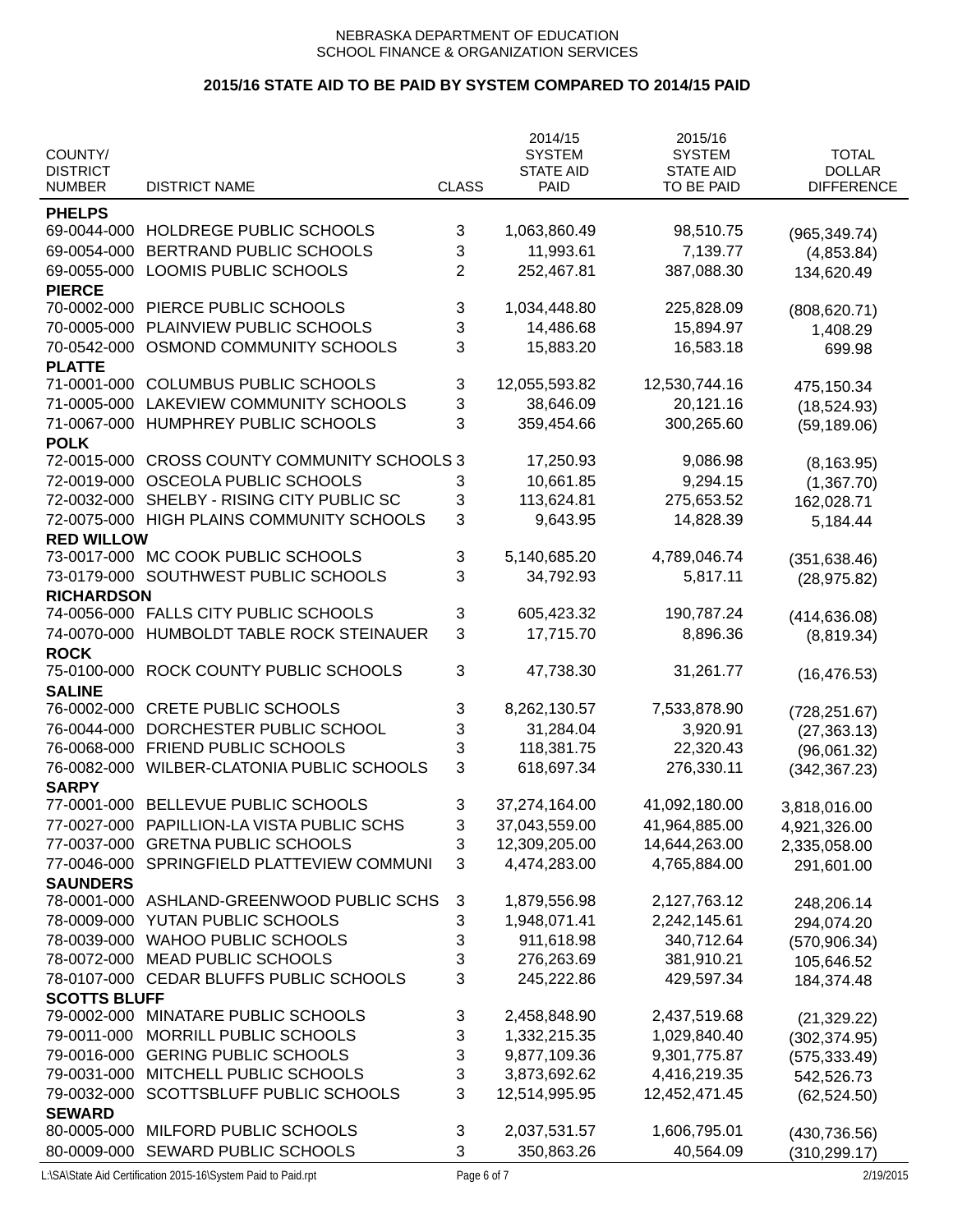NEBRASKA DEPARTMENT OF EDUCATION
SCHOOL FINANCE & ORGANIZATION SERVICES

## 2015/16 STATE AID TO BE PAID BY SYSTEM COMPARED TO 2014/15 PAID

| COUNTY/ DISTRICT NUMBER | DISTRICT NAME | CLASS | 2014/15 SYSTEM STATE AID PAID | 2015/16 SYSTEM STATE AID TO BE PAID | TOTAL DOLLAR DIFFERENCE |
|---|---|---|---|---|---|
| **PHELPS** | | | | | |
| 69-0044-000 | HOLDREGE PUBLIC SCHOOLS | 3 | 1,063,860.49 | 98,510.75 | (965,349.74) |
| 69-0054-000 | BERTRAND PUBLIC SCHOOLS | 3 | 11,993.61 | 7,139.77 | (4,853.84) |
| 69-0055-000 | LOOMIS PUBLIC SCHOOLS | 2 | 252,467.81 | 387,088.30 | 134,620.49 |
| **PIERCE** | | | | | |
| 70-0002-000 | PIERCE PUBLIC SCHOOLS | 3 | 1,034,448.80 | 225,828.09 | (808,620.71) |
| 70-0005-000 | PLAINVIEW PUBLIC SCHOOLS | 3 | 14,486.68 | 15,894.97 | 1,408.29 |
| 70-0542-000 | OSMOND COMMUNITY SCHOOLS | 3 | 15,883.20 | 16,583.18 | 699.98 |
| **PLATTE** | | | | | |
| 71-0001-000 | COLUMBUS PUBLIC SCHOOLS | 3 | 12,055,593.82 | 12,530,744.16 | 475,150.34 |
| 71-0005-000 | LAKEVIEW COMMUNITY SCHOOLS | 3 | 38,646.09 | 20,121.16 | (18,524.93) |
| 71-0067-000 | HUMPHREY PUBLIC SCHOOLS | 3 | 359,454.66 | 300,265.60 | (59,189.06) |
| **POLK** | | | | | |
| 72-0015-000 | CROSS COUNTY COMMUNITY SCHOOLS | 3 | 17,250.93 | 9,086.98 | (8,163.95) |
| 72-0019-000 | OSCEOLA PUBLIC SCHOOLS | 3 | 10,661.85 | 9,294.15 | (1,367.70) |
| 72-0032-000 | SHELBY - RISING CITY PUBLIC SC | 3 | 113,624.81 | 275,653.52 | 162,028.71 |
| 72-0075-000 | HIGH PLAINS COMMUNITY SCHOOLS | 3 | 9,643.95 | 14,828.39 | 5,184.44 |
| **RED WILLOW** | | | | | |
| 73-0017-000 | MC COOK PUBLIC SCHOOLS | 3 | 5,140,685.20 | 4,789,046.74 | (351,638.46) |
| 73-0179-000 | SOUTHWEST PUBLIC SCHOOLS | 3 | 34,792.93 | 5,817.11 | (28,975.82) |
| **RICHARDSON** | | | | | |
| 74-0056-000 | FALLS CITY PUBLIC SCHOOLS | 3 | 605,423.32 | 190,787.24 | (414,636.08) |
| 74-0070-000 | HUMBOLDT TABLE ROCK STEINAUER | 3 | 17,715.70 | 8,896.36 | (8,819.34) |
| **ROCK** | | | | | |
| 75-0100-000 | ROCK COUNTY PUBLIC SCHOOLS | 3 | 47,738.30 | 31,261.77 | (16,476.53) |
| **SALINE** | | | | | |
| 76-0002-000 | CRETE PUBLIC SCHOOLS | 3 | 8,262,130.57 | 7,533,878.90 | (728,251.67) |
| 76-0044-000 | DORCHESTER PUBLIC SCHOOL | 3 | 31,284.04 | 3,920.91 | (27,363.13) |
| 76-0068-000 | FRIEND PUBLIC SCHOOLS | 3 | 118,381.75 | 22,320.43 | (96,061.32) |
| 76-0082-000 | WILBER-CLATONIA PUBLIC SCHOOLS | 3 | 618,697.34 | 276,330.11 | (342,367.23) |
| **SARPY** | | | | | |
| 77-0001-000 | BELLEVUE PUBLIC SCHOOLS | 3 | 37,274,164.00 | 41,092,180.00 | 3,818,016.00 |
| 77-0027-000 | PAPILLION-LA VISTA PUBLIC SCHS | 3 | 37,043,559.00 | 41,964,885.00 | 4,921,326.00 |
| 77-0037-000 | GRETNA PUBLIC SCHOOLS | 3 | 12,309,205.00 | 14,644,263.00 | 2,335,058.00 |
| 77-0046-000 | SPRINGFIELD PLATTEVIEW COMMUNI | 3 | 4,474,283.00 | 4,765,884.00 | 291,601.00 |
| **SAUNDERS** | | | | | |
| 78-0001-000 | ASHLAND-GREENWOOD PUBLIC SCHS | 3 | 1,879,556.98 | 2,127,763.12 | 248,206.14 |
| 78-0009-000 | YUTAN PUBLIC SCHOOLS | 3 | 1,948,071.41 | 2,242,145.61 | 294,074.20 |
| 78-0039-000 | WAHOO PUBLIC SCHOOLS | 3 | 911,618.98 | 340,712.64 | (570,906.34) |
| 78-0072-000 | MEAD PUBLIC SCHOOLS | 3 | 276,263.69 | 381,910.21 | 105,646.52 |
| 78-0107-000 | CEDAR BLUFFS PUBLIC SCHOOLS | 3 | 245,222.86 | 429,597.34 | 184,374.48 |
| **SCOTTS BLUFF** | | | | | |
| 79-0002-000 | MINATARE PUBLIC SCHOOLS | 3 | 2,458,848.90 | 2,437,519.68 | (21,329.22) |
| 79-0011-000 | MORRILL PUBLIC SCHOOLS | 3 | 1,332,215.35 | 1,029,840.40 | (302,374.95) |
| 79-0016-000 | GERING PUBLIC SCHOOLS | 3 | 9,877,109.36 | 9,301,775.87 | (575,333.49) |
| 79-0031-000 | MITCHELL PUBLIC SCHOOLS | 3 | 3,873,692.62 | 4,416,219.35 | 542,526.73 |
| 79-0032-000 | SCOTTSBLUFF PUBLIC SCHOOLS | 3 | 12,514,995.95 | 12,452,471.45 | (62,524.50) |
| **SEWARD** | | | | | |
| 80-0005-000 | MILFORD PUBLIC SCHOOLS | 3 | 2,037,531.57 | 1,606,795.01 | (430,736.56) |
| 80-0009-000 | SEWARD PUBLIC SCHOOLS | 3 | 350,863.26 | 40,564.09 | (310,299.17) |

L:\SA\State Aid Certification 2015-16\System Paid to Paid.rpt 2/19/2015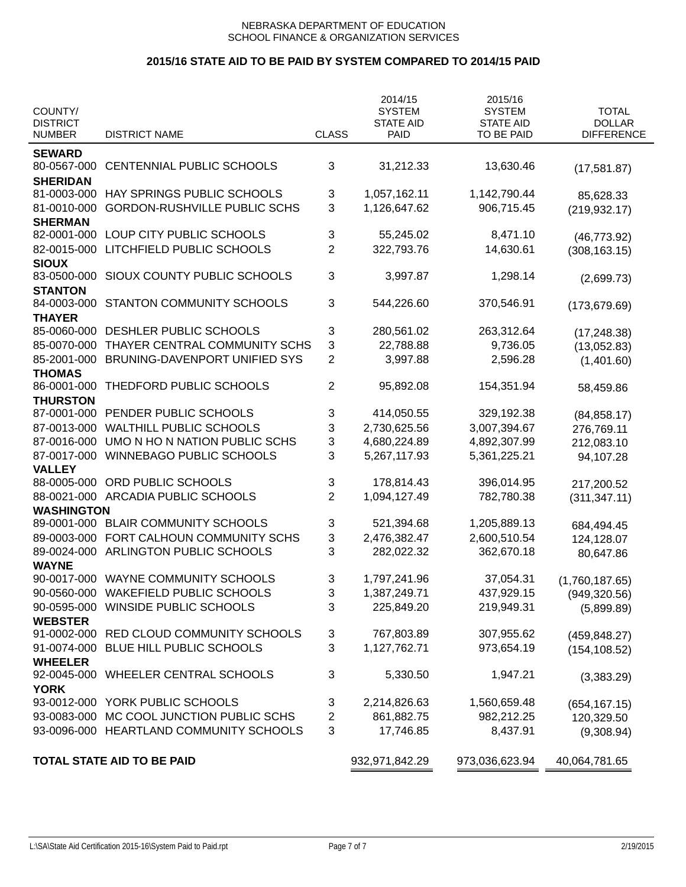NEBRASKA DEPARTMENT OF EDUCATION
SCHOOL FINANCE & ORGANIZATION SERVICES

## 2015/16 STATE AID TO BE PAID BY SYSTEM COMPARED TO 2014/15 PAID

| COUNTY/ DISTRICT NUMBER | DISTRICT NAME | CLASS | 2014/15 SYSTEM STATE AID PAID | 2015/16 SYSTEM STATE AID TO BE PAID | TOTAL DOLLAR DIFFERENCE |
|---|---|---|---|---|---|
| **SEWARD** | | | | | |
| 80-0567-000 | CENTENNIAL PUBLIC SCHOOLS | 3 | 31,212.33 | 13,630.46 | (17,581.87) |
| **SHERIDAN** | | | | | |
| 81-0003-000 | HAY SPRINGS PUBLIC SCHOOLS | 3 | 1,057,162.11 | 1,142,790.44 | 85,628.33 |
| 81-0010-000 | GORDON-RUSHVILLE PUBLIC SCHS | 3 | 1,126,647.62 | 906,715.45 | (219,932.17) |
| **SHERMAN** | | | | | |
| 82-0001-000 | LOUP CITY PUBLIC SCHOOLS | 3 | 55,245.02 | 8,471.10 | (46,773.92) |
| 82-0015-000 | LITCHFIELD PUBLIC SCHOOLS | 2 | 322,793.76 | 14,630.61 | (308,163.15) |
| **SIOUX** | | | | | |
| 83-0500-000 | SIOUX COUNTY PUBLIC SCHOOLS | 3 | 3,997.87 | 1,298.14 | (2,699.73) |
| **STANTON** | | | | | |
| 84-0003-000 | STANTON COMMUNITY SCHOOLS | 3 | 544,226.60 | 370,546.91 | (173,679.69) |
| **THAYER** | | | | | |
| 85-0060-000 | DESHLER PUBLIC SCHOOLS | 3 | 280,561.02 | 263,312.64 | (17,248.38) |
| 85-0070-000 | THAYER CENTRAL COMMUNITY SCHS | 3 | 22,788.88 | 9,736.05 | (13,052.83) |
| 85-2001-000 | BRUNING-DAVENPORT UNIFIED SYS | 2 | 3,997.88 | 2,596.28 | (1,401.60) |
| **THOMAS** | | | | | |
| 86-0001-000 | THEDFORD PUBLIC SCHOOLS | 2 | 95,892.08 | 154,351.94 | 58,459.86 |
| **THURSTON** | | | | | |
| 87-0001-000 | PENDER PUBLIC SCHOOLS | 3 | 414,050.55 | 329,192.38 | (84,858.17) |
| 87-0013-000 | WALTHILL PUBLIC SCHOOLS | 3 | 2,730,625.56 | 3,007,394.67 | 276,769.11 |
| 87-0016-000 | UMO N HO N NATION PUBLIC SCHS | 3 | 4,680,224.89 | 4,892,307.99 | 212,083.10 |
| 87-0017-000 | WINNEBAGO PUBLIC SCHOOLS | 3 | 5,267,117.93 | 5,361,225.21 | 94,107.28 |
| **VALLEY** | | | | | |
| 88-0005-000 | ORD PUBLIC SCHOOLS | 3 | 178,814.43 | 396,014.95 | 217,200.52 |
| 88-0021-000 | ARCADIA PUBLIC SCHOOLS | 2 | 1,094,127.49 | 782,780.38 | (311,347.11) |
| **WASHINGTON** | | | | | |
| 89-0001-000 | BLAIR COMMUNITY SCHOOLS | 3 | 521,394.68 | 1,205,889.13 | 684,494.45 |
| 89-0003-000 | FORT CALHOUN COMMUNITY SCHS | 3 | 2,476,382.47 | 2,600,510.54 | 124,128.07 |
| 89-0024-000 | ARLINGTON PUBLIC SCHOOLS | 3 | 282,022.32 | 362,670.18 | 80,647.86 |
| **WAYNE** | | | | | |
| 90-0017-000 | WAYNE COMMUNITY SCHOOLS | 3 | 1,797,241.96 | 37,054.31 | (1,760,187.65) |
| 90-0560-000 | WAKEFIELD PUBLIC SCHOOLS | 3 | 1,387,249.71 | 437,929.15 | (949,320.56) |
| 90-0595-000 | WINSIDE PUBLIC SCHOOLS | 3 | 225,849.20 | 219,949.31 | (5,899.89) |
| **WEBSTER** | | | | | |
| 91-0002-000 | RED CLOUD COMMUNITY SCHOOLS | 3 | 767,803.89 | 307,955.62 | (459,848.27) |
| 91-0074-000 | BLUE HILL PUBLIC SCHOOLS | 3 | 1,127,762.71 | 973,654.19 | (154,108.52) |
| **WHEELER** | | | | | |
| 92-0045-000 | WHEELER CENTRAL SCHOOLS | 3 | 5,330.50 | 1,947.21 | (3,383.29) |
| **YORK** | | | | | |
| 93-0012-000 | YORK PUBLIC SCHOOLS | 3 | 2,214,826.63 | 1,560,659.48 | (654,167.15) |
| 93-0083-000 | MC COOL JUNCTION PUBLIC SCHS | 2 | 861,882.75 | 982,212.25 | 120,329.50 |
| 93-0096-000 | HEARTLAND COMMUNITY SCHOOLS | 3 | 17,746.85 | 8,437.91 | (9,308.94) |
| **TOTAL STATE AID TO BE PAID** | | | 932,971,842.29 | 973,036,623.94 | 40,064,781.65 |

L:\SA\State Aid Certification 2015-16\System Paid to Paid.rpt 2/19/2015